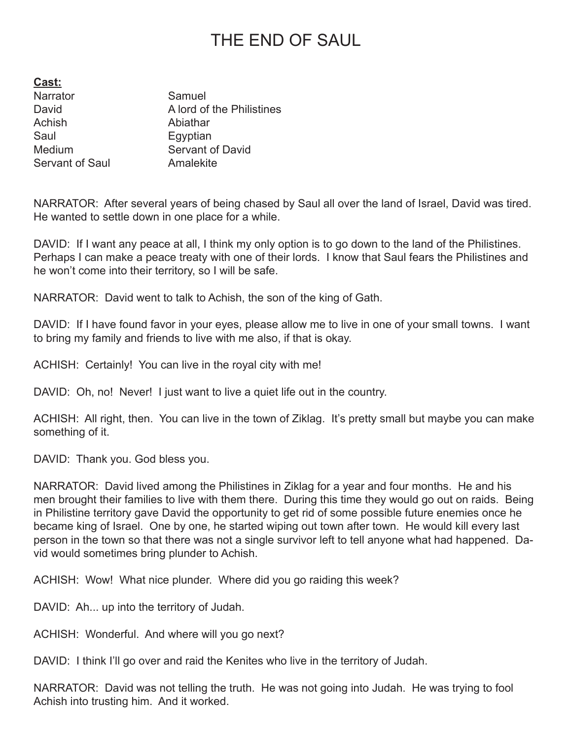# THE END OF SAUL

**Cast:**

| | |
|---|---|
| Narrator | Samuel |
| David | A lord of the Philistines |
| Achish | Abiathar |
| Saul | Egyptian |
| Medium | Servant of David |
| Servant of Saul | Amalekite |

NARRATOR: After several years of being chased by Saul all over the land of Israel, David was tired. He wanted to settle down in one place for a while.

DAVID: If I want any peace at all, I think my only option is to go down to the land of the Philistines. Perhaps I can make a peace treaty with one of their lords. I know that Saul fears the Philistines and he won't come into their territory, so I will be safe.

NARRATOR: David went to talk to Achish, the son of the king of Gath.

DAVID: If I have found favor in your eyes, please allow me to live in one of your small towns. I want to bring my family and friends to live with me also, if that is okay.

ACHISH: Certainly! You can live in the royal city with me!

DAVID: Oh, no! Never! I just want to live a quiet life out in the country.

ACHISH: All right, then. You can live in the town of Ziklag. It's pretty small but maybe you can make something of it.

DAVID: Thank you. God bless you.

NARRATOR: David lived among the Philistines in Ziklag for a year and four months. He and his men brought their families to live with them there. During this time they would go out on raids. Being in Philistine territory gave David the opportunity to get rid of some possible future enemies once he became king of Israel. One by one, he started wiping out town after town. He would kill every last person in the town so that there was not a single survivor left to tell anyone what had happened. David would sometimes bring plunder to Achish.

ACHISH: Wow! What nice plunder. Where did you go raiding this week?

DAVID: Ah... up into the territory of Judah.

ACHISH: Wonderful. And where will you go next?

DAVID: I think I'll go over and raid the Kenites who live in the territory of Judah.

NARRATOR: David was not telling the truth. He was not going into Judah. He was trying to fool Achish into trusting him. And it worked.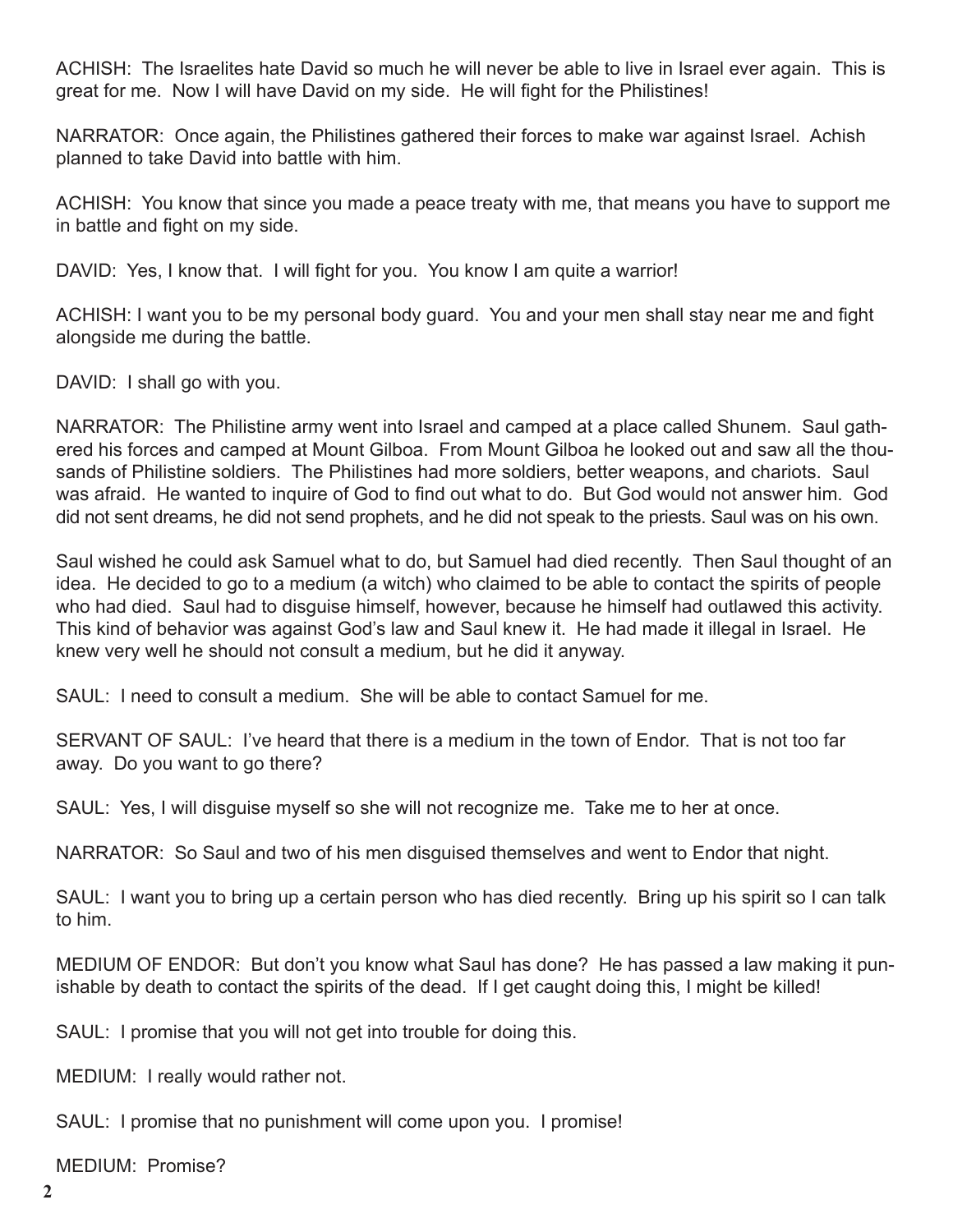ACHISH: The Israelites hate David so much he will never be able to live in Israel ever again. This is great for me. Now I will have David on my side. He will fight for the Philistines!

NARRATOR: Once again, the Philistines gathered their forces to make war against Israel. Achish planned to take David into battle with him.

ACHISH: You know that since you made a peace treaty with me, that means you have to support me in battle and fight on my side.

DAVID: Yes, I know that. I will fight for you. You know I am quite a warrior!

ACHISH: I want you to be my personal body guard. You and your men shall stay near me and fight alongside me during the battle.

DAVID: I shall go with you.

NARRATOR: The Philistine army went into Israel and camped at a place called Shunem. Saul gathered his forces and camped at Mount Gilboa. From Mount Gilboa he looked out and saw all the thousands of Philistine soldiers. The Philistines had more soldiers, better weapons, and chariots. Saul was afraid. He wanted to inquire of God to find out what to do. But God would not answer him. God did not sent dreams, he did not send prophets, and he did not speak to the priests. Saul was on his own.

Saul wished he could ask Samuel what to do, but Samuel had died recently. Then Saul thought of an idea. He decided to go to a medium (a witch) who claimed to be able to contact the spirits of people who had died. Saul had to disguise himself, however, because he himself had outlawed this activity. This kind of behavior was against God's law and Saul knew it. He had made it illegal in Israel. He knew very well he should not consult a medium, but he did it anyway.

SAUL: I need to consult a medium. She will be able to contact Samuel for me.

SERVANT OF SAUL: I've heard that there is a medium in the town of Endor. That is not too far away. Do you want to go there?

SAUL: Yes, I will disguise myself so she will not recognize me. Take me to her at once.

NARRATOR: So Saul and two of his men disguised themselves and went to Endor that night.

SAUL: I want you to bring up a certain person who has died recently. Bring up his spirit so I can talk to him.

MEDIUM OF ENDOR: But don't you know what Saul has done? He has passed a law making it punishable by death to contact the spirits of the dead. If I get caught doing this, I might be killed!

SAUL: I promise that you will not get into trouble for doing this.

MEDIUM: I really would rather not.

SAUL: I promise that no punishment will come upon you. I promise!

MEDIUM: Promise?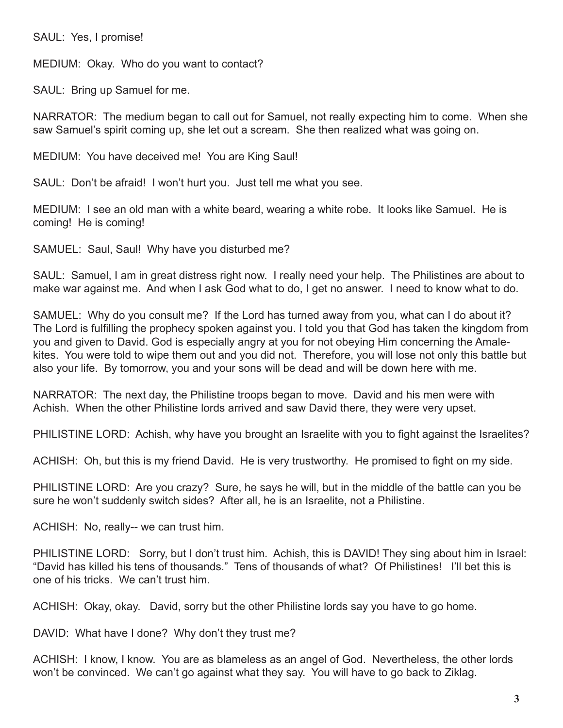SAUL: Yes, I promise!

MEDIUM: Okay. Who do you want to contact?

SAUL: Bring up Samuel for me.

NARRATOR: The medium began to call out for Samuel, not really expecting him to come. When she saw Samuel's spirit coming up, she let out a scream. She then realized what was going on.

MEDIUM: You have deceived me! You are King Saul!

SAUL: Don't be afraid! I won't hurt you. Just tell me what you see.

MEDIUM: I see an old man with a white beard, wearing a white robe. It looks like Samuel. He is coming! He is coming!

SAMUEL: Saul, Saul! Why have you disturbed me?

SAUL: Samuel, I am in great distress right now. I really need your help. The Philistines are about to make war against me. And when I ask God what to do, I get no answer. I need to know what to do.

SAMUEL: Why do you consult me? If the Lord has turned away from you, what can I do about it? The Lord is fulfilling the prophecy spoken against you. I told you that God has taken the kingdom from you and given to David. God is especially angry at you for not obeying Him concerning the Amalekites. You were told to wipe them out and you did not. Therefore, you will lose not only this battle but also your life. By tomorrow, you and your sons will be dead and will be down here with me.

NARRATOR: The next day, the Philistine troops began to move. David and his men were with Achish. When the other Philistine lords arrived and saw David there, they were very upset.

PHILISTINE LORD: Achish, why have you brought an Israelite with you to fight against the Israelites?

ACHISH: Oh, but this is my friend David. He is very trustworthy. He promised to fight on my side.

PHILISTINE LORD: Are you crazy? Sure, he says he will, but in the middle of the battle can you be sure he won't suddenly switch sides? After all, he is an Israelite, not a Philistine.

ACHISH: No, really-- we can trust him.

PHILISTINE LORD: Sorry, but I don't trust him. Achish, this is DAVID! They sing about him in Israel: "David has killed his tens of thousands." Tens of thousands of what? Of Philistines! I'll bet this is one of his tricks. We can't trust him.

ACHISH: Okay, okay. David, sorry but the other Philistine lords say you have to go home.

DAVID: What have I done? Why don't they trust me?

ACHISH: I know, I know. You are as blameless as an angel of God. Nevertheless, the other lords won't be convinced. We can't go against what they say. You will have to go back to Ziklag.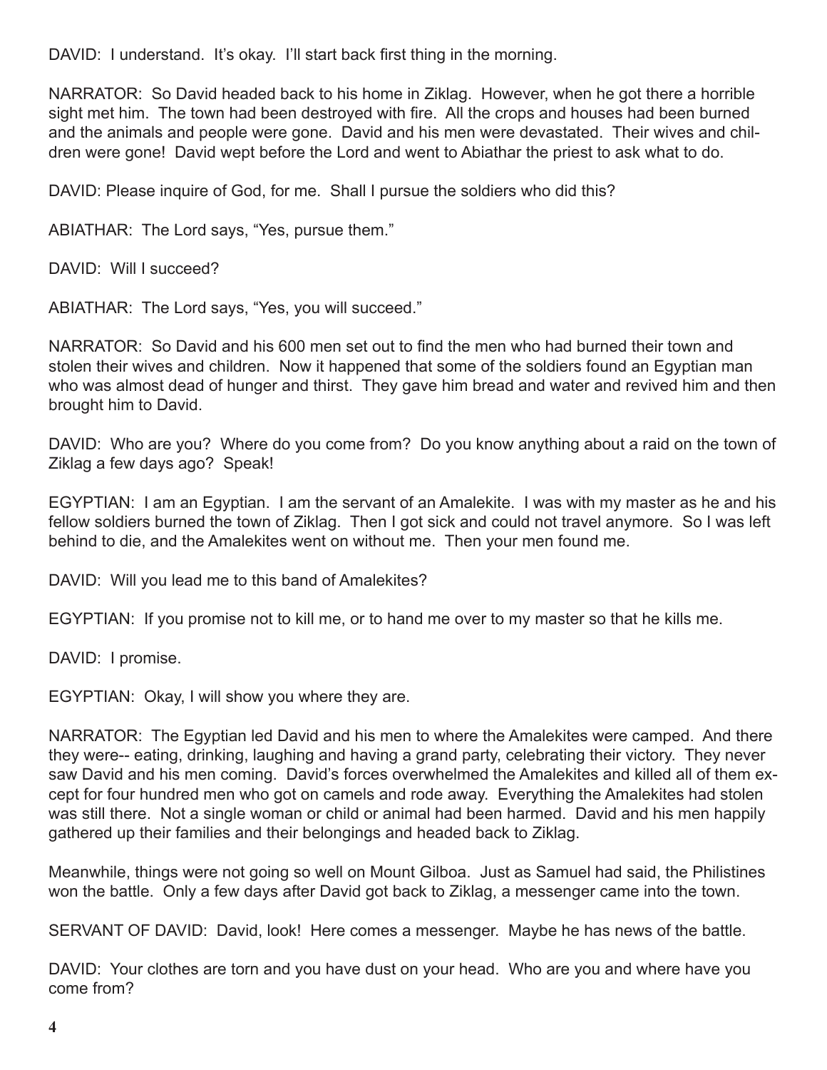DAVID: I understand. It's okay. I'll start back first thing in the morning.

NARRATOR: So David headed back to his home in Ziklag. However, when he got there a horrible sight met him. The town had been destroyed with fire. All the crops and houses had been burned and the animals and people were gone. David and his men were devastated. Their wives and children were gone! David wept before the Lord and went to Abiathar the priest to ask what to do.

DAVID: Please inquire of God, for me. Shall I pursue the soldiers who did this?

ABIATHAR: The Lord says, "Yes, pursue them."

DAVID: Will I succeed?

ABIATHAR: The Lord says, "Yes, you will succeed."

NARRATOR: So David and his 600 men set out to find the men who had burned their town and stolen their wives and children. Now it happened that some of the soldiers found an Egyptian man who was almost dead of hunger and thirst. They gave him bread and water and revived him and then brought him to David.

DAVID: Who are you? Where do you come from? Do you know anything about a raid on the town of Ziklag a few days ago? Speak!

EGYPTIAN: I am an Egyptian. I am the servant of an Amalekite. I was with my master as he and his fellow soldiers burned the town of Ziklag. Then I got sick and could not travel anymore. So I was left behind to die, and the Amalekites went on without me. Then your men found me.

DAVID: Will you lead me to this band of Amalekites?

EGYPTIAN: If you promise not to kill me, or to hand me over to my master so that he kills me.

DAVID: I promise.

EGYPTIAN: Okay, I will show you where they are.

NARRATOR: The Egyptian led David and his men to where the Amalekites were camped. And there they were-- eating, drinking, laughing and having a grand party, celebrating their victory. They never saw David and his men coming. David's forces overwhelmed the Amalekites and killed all of them except for four hundred men who got on camels and rode away. Everything the Amalekites had stolen was still there. Not a single woman or child or animal had been harmed. David and his men happily gathered up their families and their belongings and headed back to Ziklag.

Meanwhile, things were not going so well on Mount Gilboa. Just as Samuel had said, the Philistines won the battle. Only a few days after David got back to Ziklag, a messenger came into the town.

SERVANT OF DAVID: David, look! Here comes a messenger. Maybe he has news of the battle.

DAVID: Your clothes are torn and you have dust on your head. Who are you and where have you come from?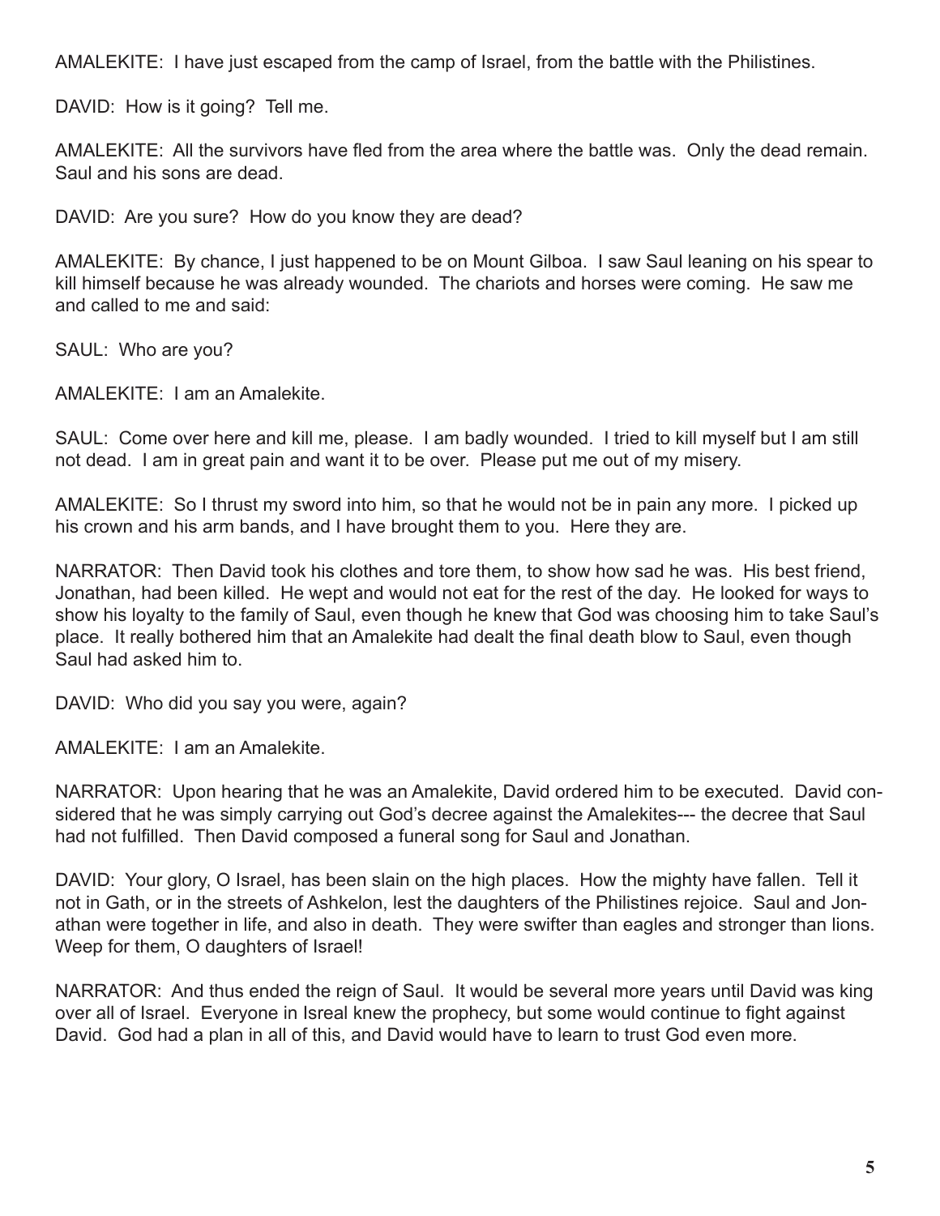AMALEKITE: I have just escaped from the camp of Israel, from the battle with the Philistines.

DAVID: How is it going? Tell me.

AMALEKITE: All the survivors have fled from the area where the battle was. Only the dead remain. Saul and his sons are dead.

DAVID: Are you sure? How do you know they are dead?

AMALEKITE: By chance, I just happened to be on Mount Gilboa. I saw Saul leaning on his spear to kill himself because he was already wounded. The chariots and horses were coming. He saw me and called to me and said:

SAUL: Who are you?

AMALEKITE: I am an Amalekite.

SAUL: Come over here and kill me, please. I am badly wounded. I tried to kill myself but I am still not dead. I am in great pain and want it to be over. Please put me out of my misery.

AMALEKITE: So I thrust my sword into him, so that he would not be in pain any more. I picked up his crown and his arm bands, and I have brought them to you. Here they are.

NARRATOR: Then David took his clothes and tore them, to show how sad he was. His best friend, Jonathan, had been killed. He wept and would not eat for the rest of the day. He looked for ways to show his loyalty to the family of Saul, even though he knew that God was choosing him to take Saul's place. It really bothered him that an Amalekite had dealt the final death blow to Saul, even though Saul had asked him to.

DAVID: Who did you say you were, again?

AMALEKITE: I am an Amalekite.

NARRATOR: Upon hearing that he was an Amalekite, David ordered him to be executed. David considered that he was simply carrying out God's decree against the Amalekites--- the decree that Saul had not fulfilled. Then David composed a funeral song for Saul and Jonathan.

DAVID: Your glory, O Israel, has been slain on the high places. How the mighty have fallen. Tell it not in Gath, or in the streets of Ashkelon, lest the daughters of the Philistines rejoice. Saul and Jonathan were together in life, and also in death. They were swifter than eagles and stronger than lions. Weep for them, O daughters of Israel!

NARRATOR: And thus ended the reign of Saul. It would be several more years until David was king over all of Israel. Everyone in Isreal knew the prophecy, but some would continue to fight against David. God had a plan in all of this, and David would have to learn to trust God even more.